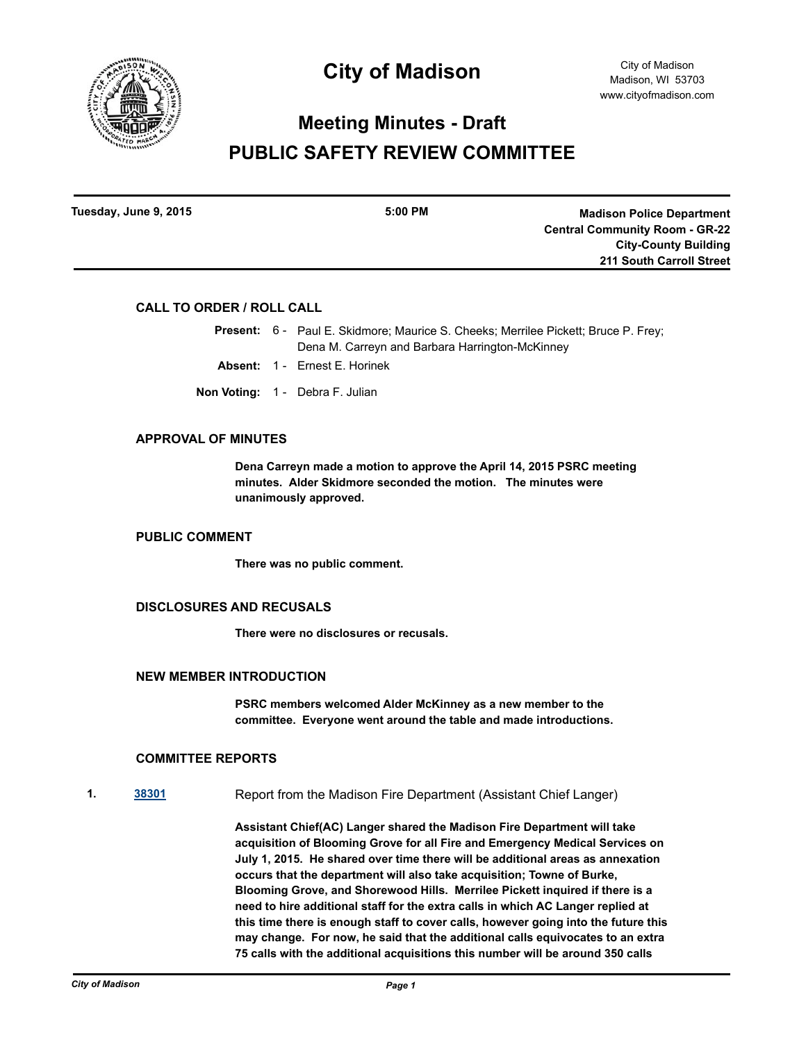# City of Madison

City of Madison
Madison, WI 53703
www.cityofmadison.com

## Meeting Minutes - Draft

## PUBLIC SAFETY REVIEW COMMITTEE

**Tuesday, June 9, 2015** | **5:00 PM** | **Madison Police Department Central Community Room - GR-22 City-County Building 211 South Carroll Street**

### CALL TO ORDER / ROLL CALL

**Present:** 6 - Paul E. Skidmore; Maurice S. Cheeks; Merrilee Pickett; Bruce P. Frey; Dena M. Carreyn and Barbara Harrington-McKinney

**Absent:** 1 - Ernest E. Horinek

**Non Voting:** 1 - Debra F. Julian

### APPROVAL OF MINUTES

**Dena Carreyn made a motion to approve the April 14, 2015 PSRC meeting minutes. Alder Skidmore seconded the motion. The minutes were unanimously approved.**

### PUBLIC COMMENT

**There was no public comment.**

### DISCLOSURES AND RECUSALS

**There were no disclosures or recusals.**

### NEW MEMBER INTRODUCTION

**PSRC members welcomed Alder McKinney as a new member to the committee. Everyone went around the table and made introductions.**

### COMMITTEE REPORTS

**1.** [38301] Report from the Madison Fire Department (Assistant Chief Langer)

**Assistant Chief(AC) Langer shared the Madison Fire Department will take acquisition of Blooming Grove for all Fire and Emergency Medical Services on July 1, 2015. He shared over time there will be additional areas as annexation occurs that the department will also take acquisition; Towne of Burke, Blooming Grove, and Shorewood Hills. Merrilee Pickett inquired if there is a need to hire additional staff for the extra calls in which AC Langer replied at this time there is enough staff to cover calls, however going into the future this may change. For now, he said that the additional calls equivocates to an extra 75 calls with the additional acquisitions this number will be around 350 calls**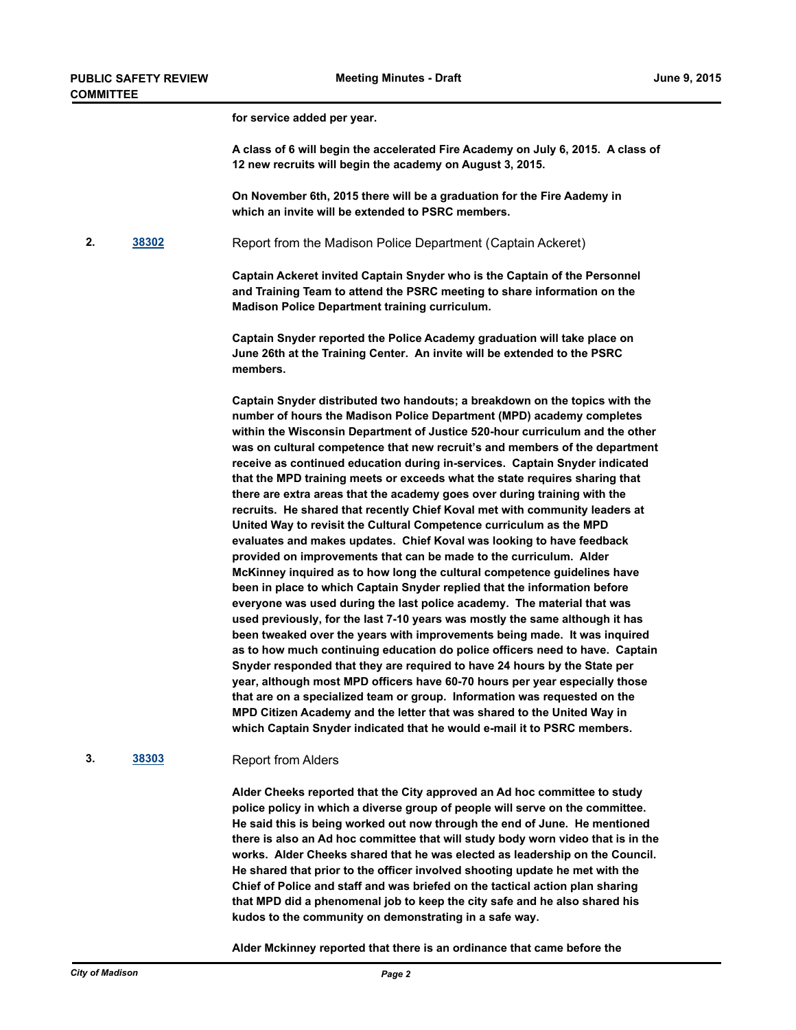**for service added per year.**

**A class of 6 will begin the accelerated Fire Academy on July 6, 2015. A class of 12 new recruits will begin the academy on August 3, 2015.**

**On November 6th, 2015 there will be a graduation for the Fire Aademy in which an invite will be extended to PSRC members.**

**2.** [38302](#) Report from the Madison Police Department (Captain Ackeret)

**Captain Ackeret invited Captain Snyder who is the Captain of the Personnel and Training Team to attend the PSRC meeting to share information on the Madison Police Department training curriculum.**

**Captain Snyder reported the Police Academy graduation will take place on June 26th at the Training Center. An invite will be extended to the PSRC members.**

**Captain Snyder distributed two handouts; a breakdown on the topics with the number of hours the Madison Police Department (MPD) academy completes within the Wisconsin Department of Justice 520-hour curriculum and the other was on cultural competence that new recruit's and members of the department receive as continued education during in-services. Captain Snyder indicated that the MPD training meets or exceeds what the state requires sharing that there are extra areas that the academy goes over during training with the recruits. He shared that recently Chief Koval met with community leaders at United Way to revisit the Cultural Competence curriculum as the MPD evaluates and makes updates. Chief Koval was looking to have feedback provided on improvements that can be made to the curriculum. Alder McKinney inquired as to how long the cultural competence guidelines have been in place to which Captain Snyder replied that the information before everyone was used during the last police academy. The material that was used previously, for the last 7-10 years was mostly the same although it has been tweaked over the years with improvements being made. It was inquired as to how much continuing education do police officers need to have. Captain Snyder responded that they are required to have 24 hours by the State per year, although most MPD officers have 60-70 hours per year especially those that are on a specialized team or group. Information was requested on the MPD Citizen Academy and the letter that was shared to the United Way in which Captain Snyder indicated that he would e-mail it to PSRC members.**

**3.** [38303](#) Report from Alders

**Alder Cheeks reported that the City approved an Ad hoc committee to study police policy in which a diverse group of people will serve on the committee. He said this is being worked out now through the end of June. He mentioned there is also an Ad hoc committee that will study body worn video that is in the works. Alder Cheeks shared that he was elected as leadership on the Council. He shared that prior to the officer involved shooting update he met with the Chief of Police and staff and was briefed on the tactical action plan sharing that MPD did a phenomenal job to keep the city safe and he also shared his kudos to the community on demonstrating in a safe way.**

**Alder Mckinney reported that there is an ordinance that came before the**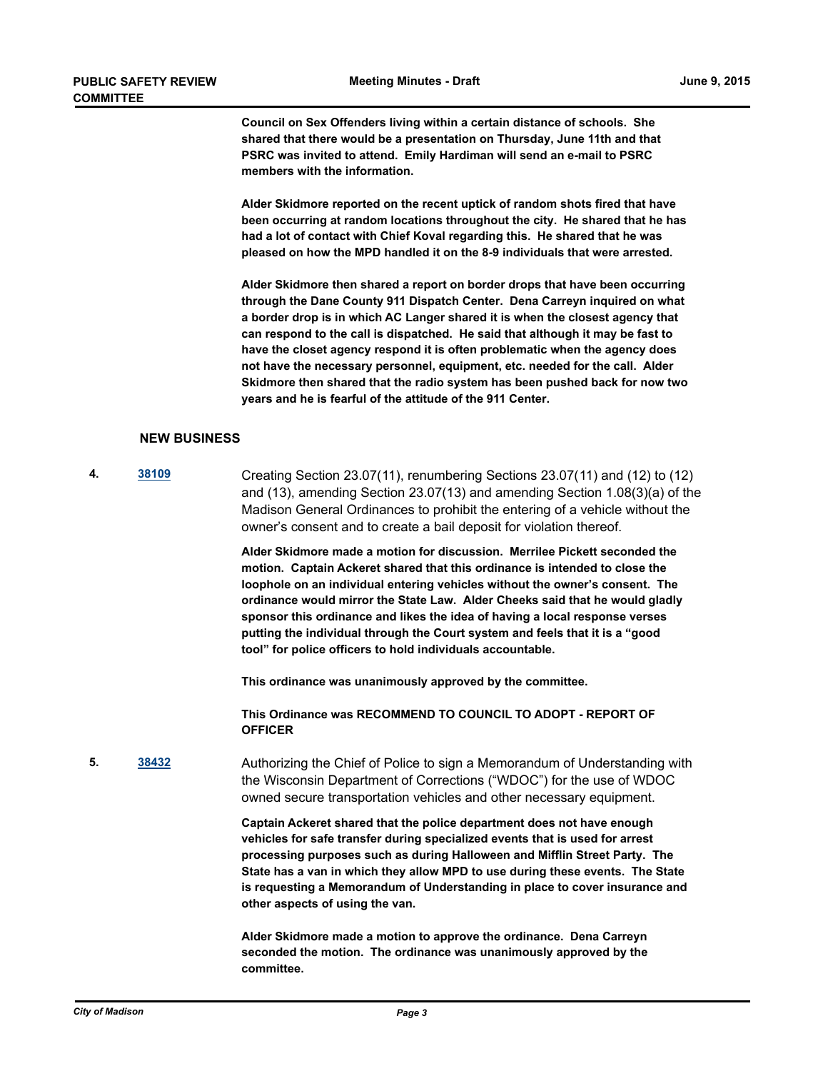**Council on Sex Offenders living within a certain distance of schools. She shared that there would be a presentation on Thursday, June 11th and that PSRC was invited to attend. Emily Hardiman will send an e-mail to PSRC members with the information.**

**Alder Skidmore reported on the recent uptick of random shots fired that have been occurring at random locations throughout the city. He shared that he has had a lot of contact with Chief Koval regarding this. He shared that he was pleased on how the MPD handled it on the 8-9 individuals that were arrested.**

**Alder Skidmore then shared a report on border drops that have been occurring through the Dane County 911 Dispatch Center. Dena Carreyn inquired on what a border drop is in which AC Langer shared it is when the closest agency that can respond to the call is dispatched. He said that although it may be fast to have the closet agency respond it is often problematic when the agency does not have the necessary personnel, equipment, etc. needed for the call. Alder Skidmore then shared that the radio system has been pushed back for now two years and he is fearful of the attitude of the 911 Center.**

## NEW BUSINESS

**4.** **38109** Creating Section 23.07(11), renumbering Sections 23.07(11) and (12) to (12) and (13), amending Section 23.07(13) and amending Section 1.08(3)(a) of the Madison General Ordinances to prohibit the entering of a vehicle without the owner's consent and to create a bail deposit for violation thereof.

**Alder Skidmore made a motion for discussion. Merrilee Pickett seconded the motion. Captain Ackeret shared that this ordinance is intended to close the loophole on an individual entering vehicles without the owner's consent. The ordinance would mirror the State Law. Alder Cheeks said that he would gladly sponsor this ordinance and likes the idea of having a local response verses putting the individual through the Court system and feels that it is a "good tool" for police officers to hold individuals accountable.**

**This ordinance was unanimously approved by the committee.**

**This Ordinance was RECOMMEND TO COUNCIL TO ADOPT - REPORT OF OFFICER**

**5.** **38432** Authorizing the Chief of Police to sign a Memorandum of Understanding with the Wisconsin Department of Corrections ("WDOC") for the use of WDOC owned secure transportation vehicles and other necessary equipment.

**Captain Ackeret shared that the police department does not have enough vehicles for safe transfer during specialized events that is used for arrest processing purposes such as during Halloween and Mifflin Street Party. The State has a van in which they allow MPD to use during these events. The State is requesting a Memorandum of Understanding in place to cover insurance and other aspects of using the van.**

**Alder Skidmore made a motion to approve the ordinance. Dena Carreyn seconded the motion. The ordinance was unanimously approved by the committee.**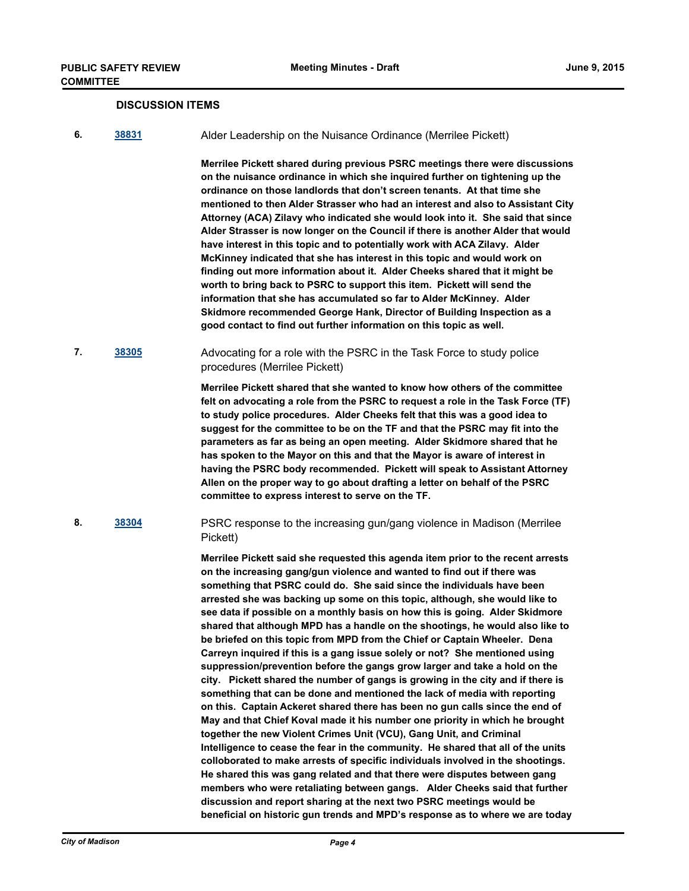## DISCUSSION ITEMS

**6. [38831](38831)** Alder Leadership on the Nuisance Ordinance (Merrilee Pickett)

**Merrilee Pickett shared during previous PSRC meetings there were discussions on the nuisance ordinance in which she inquired further on tightening up the ordinance on those landlords that don't screen tenants. At that time she mentioned to then Alder Strasser who had an interest and also to Assistant City Attorney (ACA) Zilavy who indicated she would look into it. She said that since Alder Strasser is now longer on the Council if there is another Alder that would have interest in this topic and to potentially work with ACA Zilavy. Alder McKinney indicated that she has interest in this topic and would work on finding out more information about it. Alder Cheeks shared that it might be worth to bring back to PSRC to support this item. Pickett will send the information that she has accumulated so far to Alder McKinney. Alder Skidmore recommended George Hank, Director of Building Inspection as a good contact to find out further information on this topic as well.**

**7. [38305](38305)** Advocating for a role with the PSRC in the Task Force to study police procedures (Merrilee Pickett)

**Merrilee Pickett shared that she wanted to know how others of the committee felt on advocating a role from the PSRC to request a role in the Task Force (TF) to study police procedures. Alder Cheeks felt that this was a good idea to suggest for the committee to be on the TF and that the PSRC may fit into the parameters as far as being an open meeting. Alder Skidmore shared that he has spoken to the Mayor on this and that the Mayor is aware of interest in having the PSRC body recommended. Pickett will speak to Assistant Attorney Allen on the proper way to go about drafting a letter on behalf of the PSRC committee to express interest to serve on the TF.**

**8. [38304](38304)** PSRC response to the increasing gun/gang violence in Madison (Merrilee Pickett)

**Merrilee Pickett said she requested this agenda item prior to the recent arrests on the increasing gang/gun violence and wanted to find out if there was something that PSRC could do. She said since the individuals have been arrested she was backing up some on this topic, although, she would like to see data if possible on a monthly basis on how this is going. Alder Skidmore shared that although MPD has a handle on the shootings, he would also like to be briefed on this topic from MPD from the Chief or Captain Wheeler. Dena Carreyn inquired if this is a gang issue solely or not? She mentioned using suppression/prevention before the gangs grow larger and take a hold on the city. Pickett shared the number of gangs is growing in the city and if there is something that can be done and mentioned the lack of media with reporting on this. Captain Ackeret shared there has been no gun calls since the end of May and that Chief Koval made it his number one priority in which he brought together the new Violent Crimes Unit (VCU), Gang Unit, and Criminal Intelligence to cease the fear in the community. He shared that all of the units colloborated to make arrests of specific individuals involved in the shootings. He shared this was gang related and that there were disputes between gang members who were retaliating between gangs. Alder Cheeks said that further discussion and report sharing at the next two PSRC meetings would be beneficial on historic gun trends and MPD's response as to where we are today**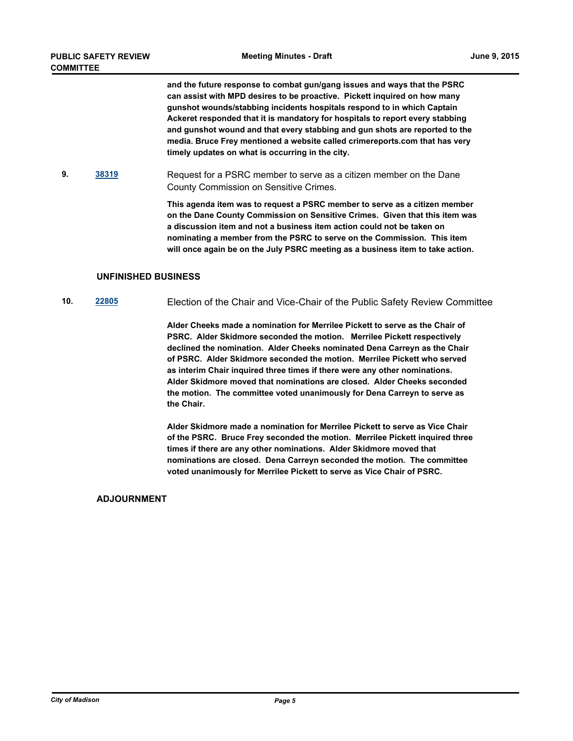**and the future response to combat gun/gang issues and ways that the PSRC can assist with MPD desires to be proactive. Pickett inquired on how many gunshot wounds/stabbing incidents hospitals respond to in which Captain Ackeret responded that it is mandatory for hospitals to report every stabbing and gunshot wound and that every stabbing and gun shots are reported to the media. Bruce Frey mentioned a website called crimereports.com that has very timely updates on what is occurring in the city.**

**9.** [38319](38319) Request for a PSRC member to serve as a citizen member on the Dane County Commission on Sensitive Crimes.

**This agenda item was to request a PSRC member to serve as a citizen member on the Dane County Commission on Sensitive Crimes. Given that this item was a discussion item and not a business item action could not be taken on nominating a member from the PSRC to serve on the Commission. This item will once again be on the July PSRC meeting as a business item to take action.**

## UNFINISHED BUSINESS

**10.** [22805](22805) Election of the Chair and Vice-Chair of the Public Safety Review Committee

**Alder Cheeks made a nomination for Merrilee Pickett to serve as the Chair of PSRC. Alder Skidmore seconded the motion. Merrilee Pickett respectively declined the nomination. Alder Cheeks nominated Dena Carreyn as the Chair of PSRC. Alder Skidmore seconded the motion. Merrilee Pickett who served as interim Chair inquired three times if there were any other nominations. Alder Skidmore moved that nominations are closed. Alder Cheeks seconded the motion. The committee voted unanimously for Dena Carreyn to serve as the Chair.**

**Alder Skidmore made a nomination for Merrilee Pickett to serve as Vice Chair of the PSRC. Bruce Frey seconded the motion. Merrilee Pickett inquired three times if there are any other nominations. Alder Skidmore moved that nominations are closed. Dena Carreyn seconded the motion. The committee voted unanimously for Merrilee Pickett to serve as Vice Chair of PSRC.**

## ADJOURNMENT